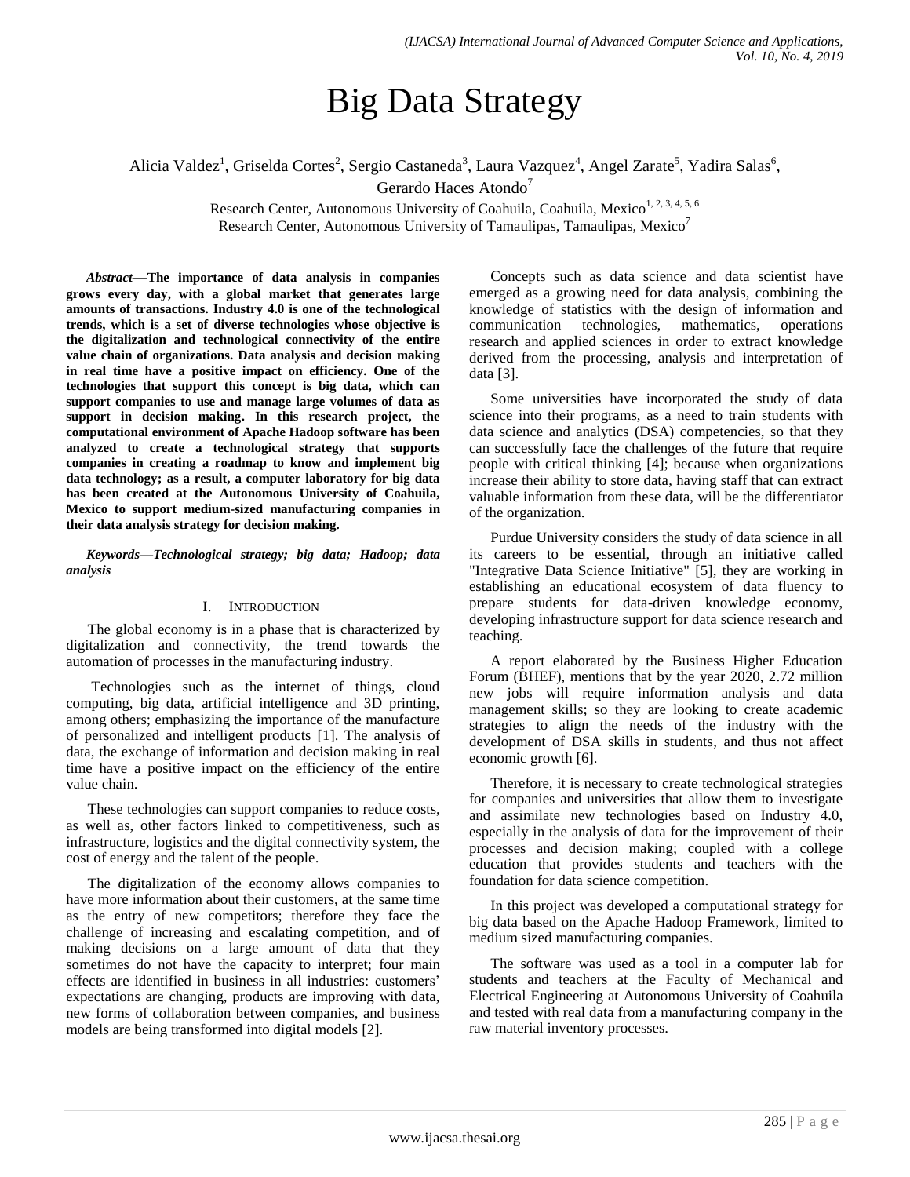# Big Data Strategy

Alicia Valdez[1], Griselda Cortes[2], Sergio Castaneda[3], Laura Vazquez[4], Angel Zarate[5], Yadira Salas[6], Gerardo Haces Atondo[7]

Research Center, Autonomous University of Coahuila, Coahuila, Mexico[1, 2, 3, 4, 5, 6]
Research Center, Autonomous University of Tamaulipas, Tamaulipas, Mexico[7]

***Abstract*—The importance of data analysis in companies grows every day, with a global market that generates large amounts of transactions. Industry 4.0 is one of the technological trends, which is a set of diverse technologies whose objective is the digitalization and technological connectivity of the entire value chain of organizations. Data analysis and decision making in real time have a positive impact on efficiency. One of the technologies that support this concept is big data, which can support companies to use and manage large volumes of data as support in decision making. In this research project, the computational environment of Apache Hadoop software has been analyzed to create a technological strategy that supports companies in creating a roadmap to know and implement big data technology; as a result, a computer laboratory for big data has been created at the Autonomous University of Coahuila, Mexico to support medium-sized manufacturing companies in their data analysis strategy for decision making.**

***Keywords—Technological strategy; big data; Hadoop; data analysis***

## I. Introduction

The global economy is in a phase that is characterized by digitalization and connectivity, the trend towards the automation of processes in the manufacturing industry.

Technologies such as the internet of things, cloud computing, big data, artificial intelligence and 3D printing, among others; emphasizing the importance of the manufacture of personalized and intelligent products [1]. The analysis of data, the exchange of information and decision making in real time have a positive impact on the efficiency of the entire value chain.

These technologies can support companies to reduce costs, as well as, other factors linked to competitiveness, such as infrastructure, logistics and the digital connectivity system, the cost of energy and the talent of the people.

The digitalization of the economy allows companies to have more information about their customers, at the same time as the entry of new competitors; therefore they face the challenge of increasing and escalating competition, and of making decisions on a large amount of data that they sometimes do not have the capacity to interpret; four main effects are identified in business in all industries: customers' expectations are changing, products are improving with data, new forms of collaboration between companies, and business models are being transformed into digital models [2].

Concepts such as data science and data scientist have emerged as a growing need for data analysis, combining the knowledge of statistics with the design of information and communication technologies, mathematics, operations research and applied sciences in order to extract knowledge derived from the processing, analysis and interpretation of data [3].

Some universities have incorporated the study of data science into their programs, as a need to train students with data science and analytics (DSA) competencies, so that they can successfully face the challenges of the future that require people with critical thinking [4]; because when organizations increase their ability to store data, having staff that can extract valuable information from these data, will be the differentiator of the organization.

Purdue University considers the study of data science in all its careers to be essential, through an initiative called "Integrative Data Science Initiative" [5], they are working in establishing an educational ecosystem of data fluency to prepare students for data-driven knowledge economy, developing infrastructure support for data science research and teaching.

A report elaborated by the Business Higher Education Forum (BHEF), mentions that by the year 2020, 2.72 million new jobs will require information analysis and data management skills; so they are looking to create academic strategies to align the needs of the industry with the development of DSA skills in students, and thus not affect economic growth [6].

Therefore, it is necessary to create technological strategies for companies and universities that allow them to investigate and assimilate new technologies based on Industry 4.0, especially in the analysis of data for the improvement of their processes and decision making; coupled with a college education that provides students and teachers with the foundation for data science competition.

In this project was developed a computational strategy for big data based on the Apache Hadoop Framework, limited to medium sized manufacturing companies.

The software was used as a tool in a computer lab for students and teachers at the Faculty of Mechanical and Electrical Engineering at Autonomous University of Coahuila and tested with real data from a manufacturing company in the raw material inventory processes.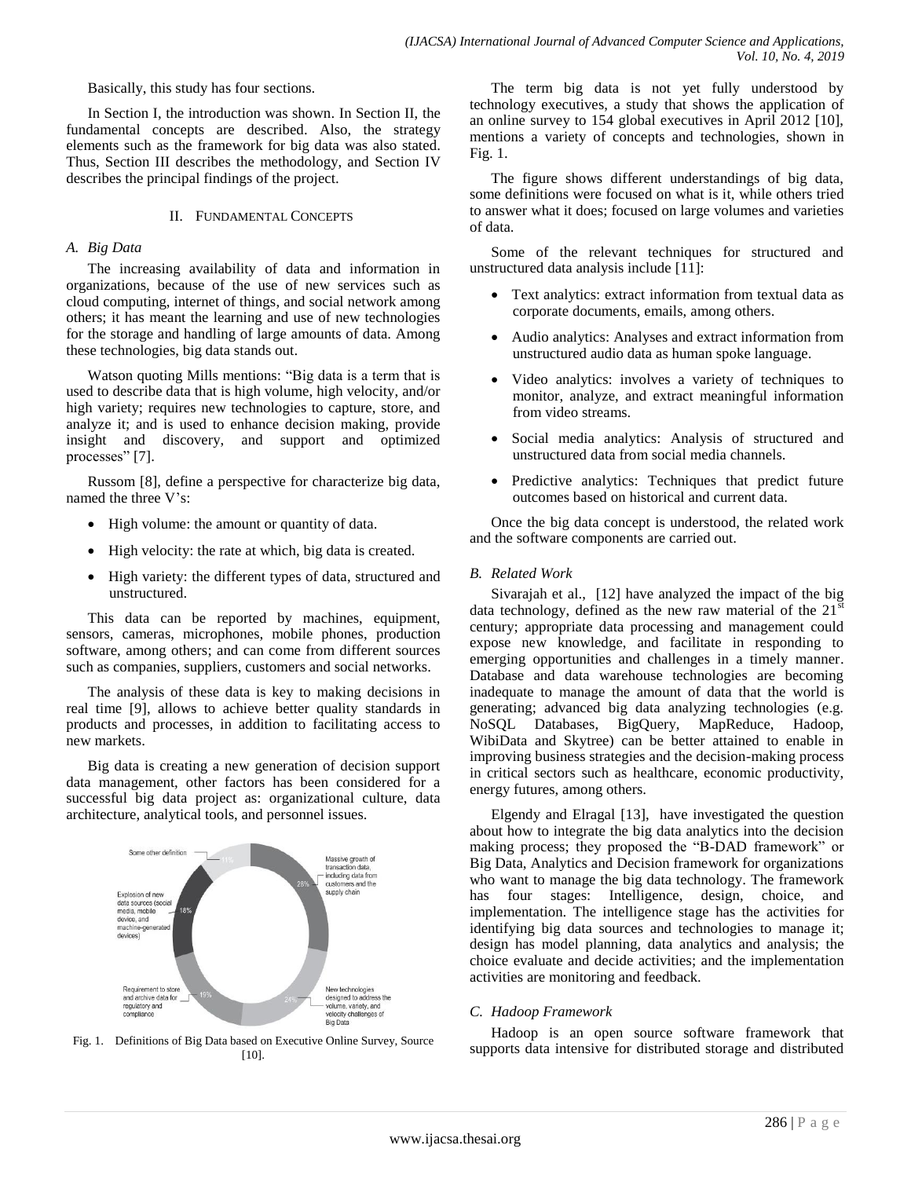Basically, this study has four sections.

In Section I, the introduction was shown. In Section II, the fundamental concepts are described. Also, the strategy elements such as the framework for big data was also stated. Thus, Section III describes the methodology, and Section IV describes the principal findings of the project.

## II. Fundamental Concepts

### A. Big Data

The increasing availability of data and information in organizations, because of the use of new services such as cloud computing, internet of things, and social network among others; it has meant the learning and use of new technologies for the storage and handling of large amounts of data. Among these technologies, big data stands out.

Watson quoting Mills mentions: "Big data is a term that is used to describe data that is high volume, high velocity, and/or high variety; requires new technologies to capture, store, and analyze it; and is used to enhance decision making, provide insight and discovery, and support and optimized processes" [7].

Russom [8], define a perspective for characterize big data, named the three V's:

- High volume: the amount or quantity of data.
- High velocity: the rate at which, big data is created.
- High variety: the different types of data, structured and unstructured.

This data can be reported by machines, equipment, sensors, cameras, microphones, mobile phones, production software, among others; and can come from different sources such as companies, suppliers, customers and social networks.

The analysis of these data is key to making decisions in real time [9], allows to achieve better quality standards in products and processes, in addition to facilitating access to new markets.

Big data is creating a new generation of decision support data management, other factors has been considered for a successful big data project as: organizational culture, data architecture, analytical tools, and personnel issues.

Fig. 1. Definitions of Big Data based on Executive Online Survey, Source [10].

The term big data is not yet fully understood by technology executives, a study that shows the application of an online survey to 154 global executives in April 2012 [10], mentions a variety of concepts and technologies, shown in Fig. 1.

The figure shows different understandings of big data, some definitions were focused on what is it, while others tried to answer what it does; focused on large volumes and varieties of data.

Some of the relevant techniques for structured and unstructured data analysis include [11]:

- Text analytics: extract information from textual data as corporate documents, emails, among others.
- Audio analytics: Analyses and extract information from unstructured audio data as human spoke language.
- Video analytics: involves a variety of techniques to monitor, analyze, and extract meaningful information from video streams.
- Social media analytics: Analysis of structured and unstructured data from social media channels.
- Predictive analytics: Techniques that predict future outcomes based on historical and current data.

Once the big data concept is understood, the related work and the software components are carried out.

### B. Related Work

Sivarajah et al., [12] have analyzed the impact of the big data technology, defined as the new raw material of the 21st century; appropriate data processing and management could expose new knowledge, and facilitate in responding to emerging opportunities and challenges in a timely manner. Database and data warehouse technologies are becoming inadequate to manage the amount of data that the world is generating; advanced big data analyzing technologies (e.g. NoSQL Databases, BigQuery, MapReduce, Hadoop, WibiData and Skytree) can be better attained to enable in improving business strategies and the decision-making process in critical sectors such as healthcare, economic productivity, energy futures, among others.

Elgendy and Elragal [13], have investigated the question about how to integrate the big data analytics into the decision making process; they proposed the "B-DAD framework" or Big Data, Analytics and Decision framework for organizations who want to manage the big data technology. The framework has four stages: Intelligence, design, choice, and implementation. The intelligence stage has the activities for identifying big data sources and technologies to manage it; design has model planning, data analytics and analysis; the choice evaluate and decide activities; and the implementation activities are monitoring and feedback.

### C. Hadoop Framework

Hadoop is an open source software framework that supports data intensive for distributed storage and distributed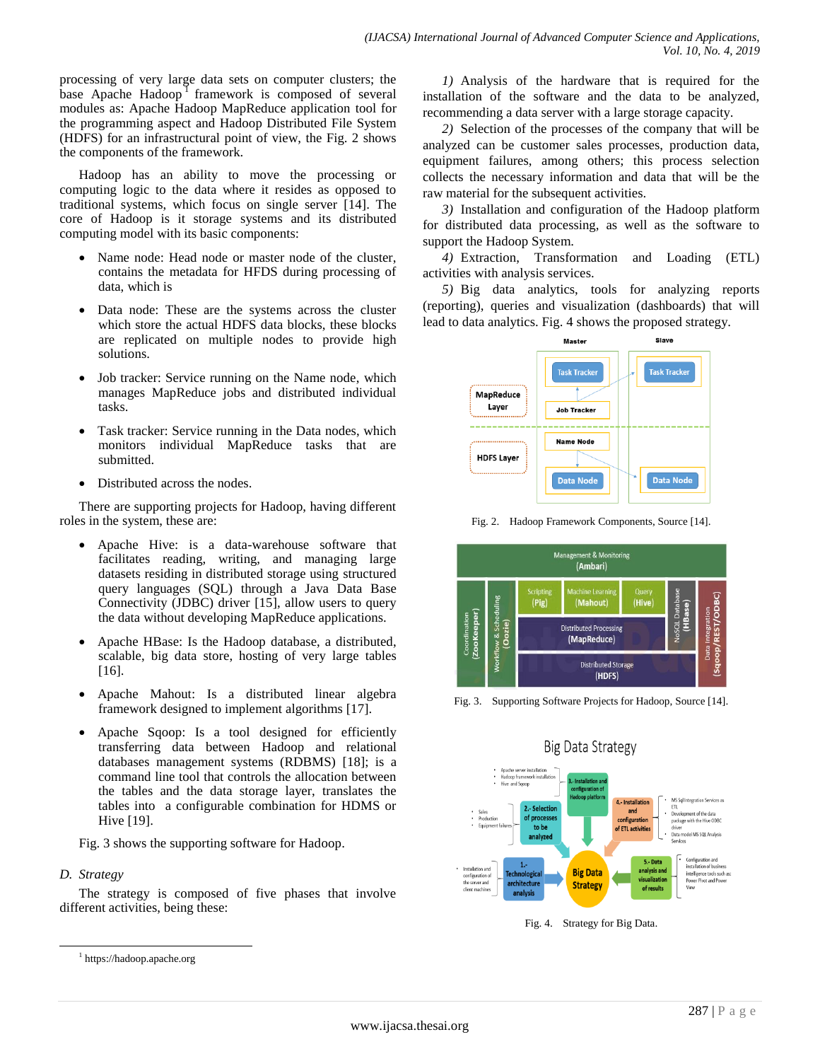processing of very large data sets on computer clusters; the base Apache Hadoop[1] framework is composed of several modules as: Apache Hadoop MapReduce application tool for the programming aspect and Hadoop Distributed File System (HDFS) for an infrastructural point of view, the Fig. 2 shows the components of the framework.

Hadoop has an ability to move the processing or computing logic to the data where it resides as opposed to traditional systems, which focus on single server [14]. The core of Hadoop is it storage systems and its distributed computing model with its basic components:

- Name node: Head node or master node of the cluster, contains the metadata for HFDS during processing of data, which is
- Data node: These are the systems across the cluster which store the actual HDFS data blocks, these blocks are replicated on multiple nodes to provide high solutions.
- Job tracker: Service running on the Name node, which manages MapReduce jobs and distributed individual tasks.
- Task tracker: Service running in the Data nodes, which monitors individual MapReduce tasks that are submitted.
- Distributed across the nodes.

There are supporting projects for Hadoop, having different roles in the system, these are:

- Apache Hive: is a data-warehouse software that facilitates reading, writing, and managing large datasets residing in distributed storage using structured query languages (SQL) through a Java Data Base Connectivity (JDBC) driver [15], allow users to query the data without developing MapReduce applications.
- Apache HBase: Is the Hadoop database, a distributed, scalable, big data store, hosting of very large tables [16].
- Apache Mahout: Is a distributed linear algebra framework designed to implement algorithms [17].
- Apache Sqoop: Is a tool designed for efficiently transferring data between Hadoop and relational databases management systems (RDBMS) [18]; is a command line tool that controls the allocation between the tables and the data storage layer, translates the tables into a configurable combination for HDMS or Hive [19].

Fig. 3 shows the supporting software for Hadoop.

### D. Strategy

The strategy is composed of five phases that involve different activities, being these:

*1)* Analysis of the hardware that is required for the installation of the software and the data to be analyzed, recommending a data server with a large storage capacity.

*2)* Selection of the processes of the company that will be analyzed can be customer sales processes, production data, equipment failures, among others; this process selection collects the necessary information and data that will be the raw material for the subsequent activities.

*3)* Installation and configuration of the Hadoop platform for distributed data processing, as well as the software to support the Hadoop System.

*4)* Extraction, Transformation and Loading (ETL) activities with analysis services.

*5)* Big data analytics, tools for analyzing reports (reporting), queries and visualization (dashboards) that will lead to data analytics. Fig. 4 shows the proposed strategy.

Fig. 2. Hadoop Framework Components, Source [14].

Fig. 3. Supporting Software Projects for Hadoop, Source [14].

Fig. 4. Strategy for Big Data.

[1] https://hadoop.apache.org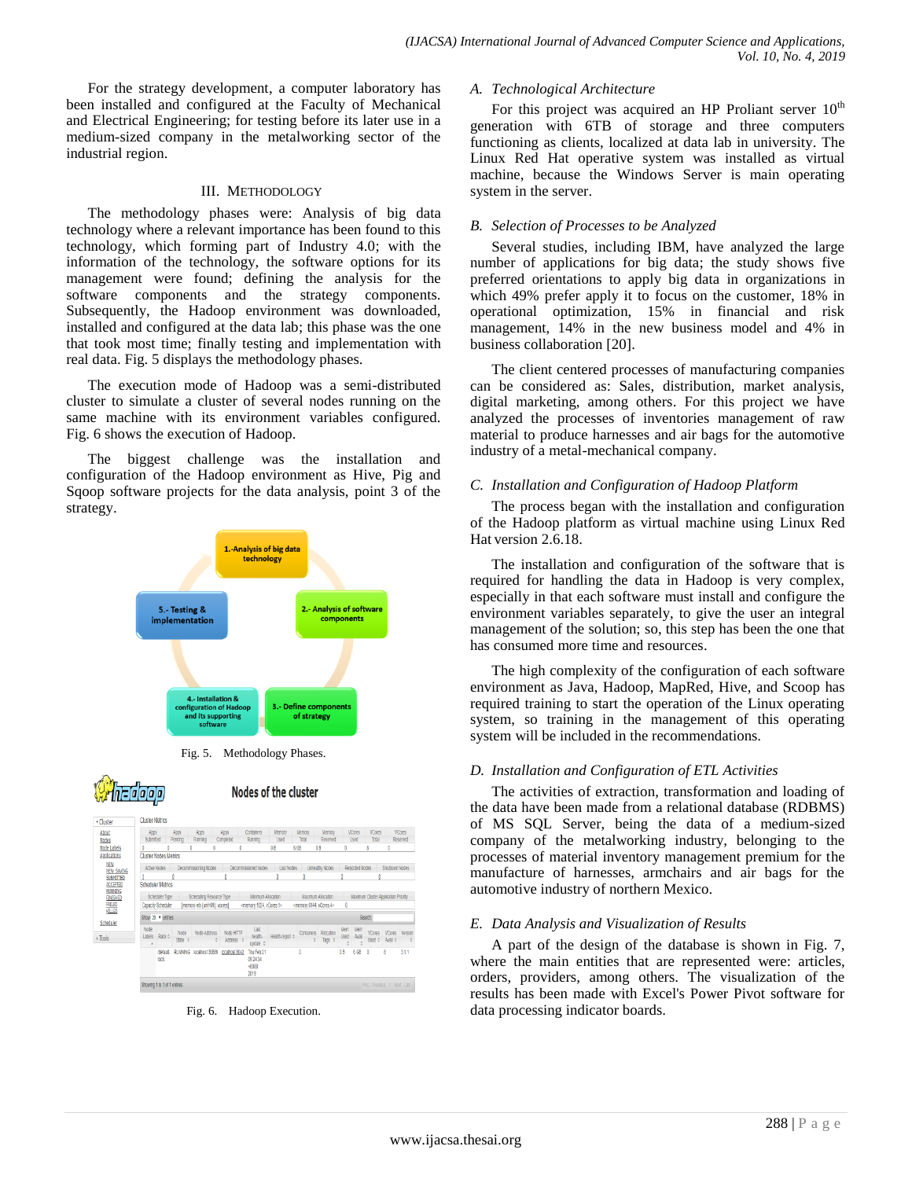For the strategy development, a computer laboratory has been installed and configured at the Faculty of Mechanical and Electrical Engineering; for testing before its later use in a medium-sized company in the metalworking sector of the industrial region.

## III. Methodology

The methodology phases were: Analysis of big data technology where a relevant importance has been found to this technology, which forming part of Industry 4.0; with the information of the technology, the software options for its management were found; defining the analysis for the software components and the strategy components. Subsequently, the Hadoop environment was downloaded, installed and configured at the data lab; this phase was the one that took most time; finally testing and implementation with real data. Fig. 5 displays the methodology phases.

The execution mode of Hadoop was a semi-distributed cluster to simulate a cluster of several nodes running on the same machine with its environment variables configured. Fig. 6 shows the execution of Hadoop.

The biggest challenge was the installation and configuration of the Hadoop environment as Hive, Pig and Sqoop software projects for the data analysis, point 3 of the strategy.

Fig. 5. Methodology Phases.

Fig. 6. Hadoop Execution.

### A. Technological Architecture

For this project was acquired an HP Proliant server 10th generation with 6TB of storage and three computers functioning as clients, localized at data lab in university. The Linux Red Hat operative system was installed as virtual machine, because the Windows Server is main operating system in the server.

### B. Selection of Processes to be Analyzed

Several studies, including IBM, have analyzed the large number of applications for big data; the study shows five preferred orientations to apply big data in organizations in which 49% prefer apply it to focus on the customer, 18% in operational optimization, 15% in financial and risk management, 14% in the new business model and 4% in business collaboration [20].

The client centered processes of manufacturing companies can be considered as: Sales, distribution, market analysis, digital marketing, among others. For this project we have analyzed the processes of inventories management of raw material to produce harnesses and air bags for the automotive industry of a metal-mechanical company.

### C. Installation and Configuration of Hadoop Platform

The process began with the installation and configuration of the Hadoop platform as virtual machine using Linux Red Hat version 2.6.18.

The installation and configuration of the software that is required for handling the data in Hadoop is very complex, especially in that each software must install and configure the environment variables separately, to give the user an integral management of the solution; so, this step has been the one that has consumed more time and resources.

The high complexity of the configuration of each software environment as Java, Hadoop, MapRed, Hive, and Scoop has required training to start the operation of the Linux operating system, so training in the management of this operating system will be included in the recommendations.

### D. Installation and Configuration of ETL Activities

The activities of extraction, transformation and loading of the data have been made from a relational database (RDBMS) of MS SQL Server, being the data of a medium-sized company of the metalworking industry, belonging to the processes of material inventory management premium for the manufacture of harnesses, armchairs and air bags for the automotive industry of northern Mexico.

### E. Data Analysis and Visualization of Results

A part of the design of the database is shown in Fig. 7, where the main entities that are represented were: articles, orders, providers, among others. The visualization of the results has been made with Excel's Power Pivot software for data processing indicator boards.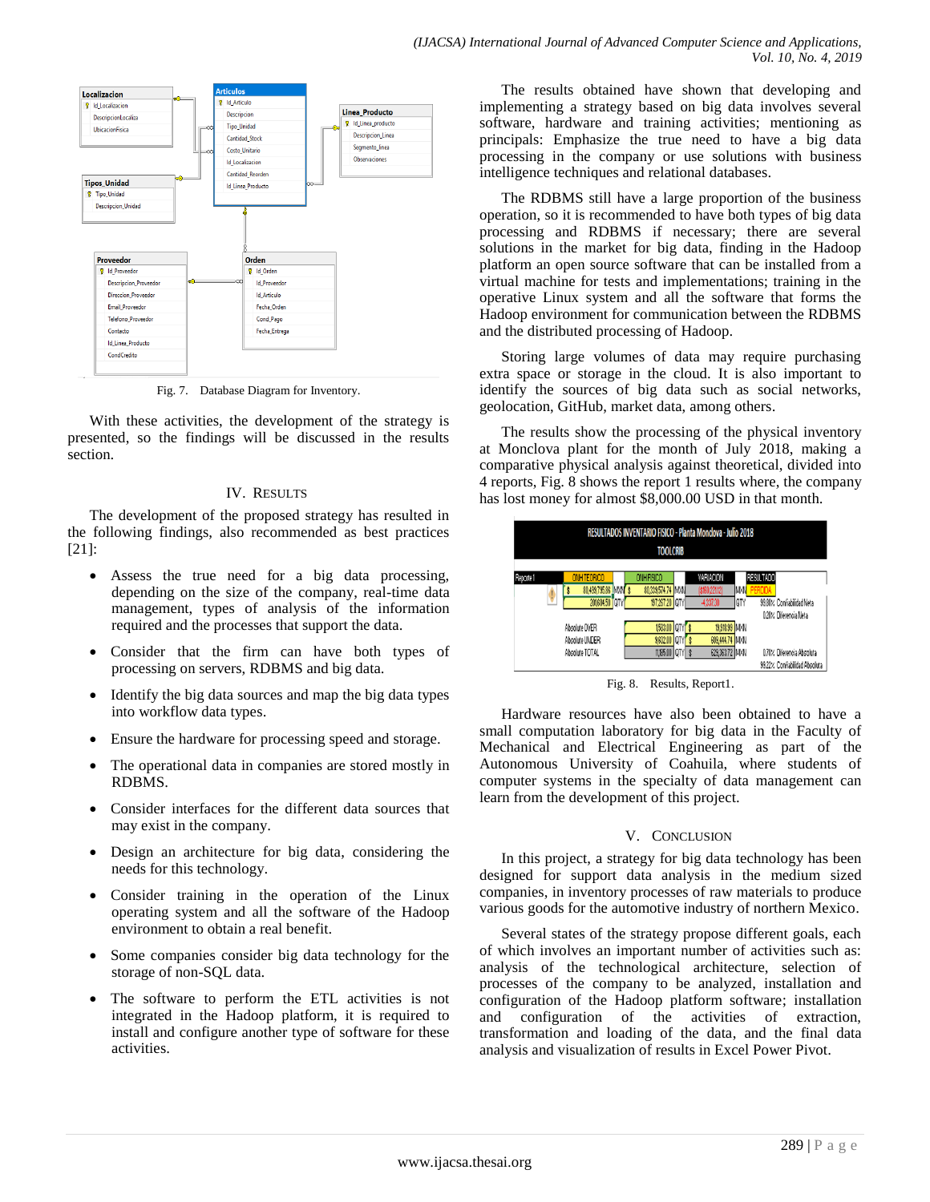Fig. 7. Database Diagram for Inventory.

With these activities, the development of the strategy is presented, so the findings will be discussed in the results section.

## IV. Results

The development of the proposed strategy has resulted in the following findings, also recommended as best practices [21]:

- Assess the true need for a big data processing, depending on the size of the company, real-time data management, types of analysis of the information required and the processes that support the data.
- Consider that the firm can have both types of processing on servers, RDBMS and big data.
- Identify the big data sources and map the big data types into workflow data types.
- Ensure the hardware for processing speed and storage.
- The operational data in companies are stored mostly in RDBMS.
- Consider interfaces for the different data sources that may exist in the company.
- Design an architecture for big data, considering the needs for this technology.
- Consider training in the operation of the Linux operating system and all the software of the Hadoop environment to obtain a real benefit.
- Some companies consider big data technology for the storage of non-SQL data.
- The software to perform the ETL activities is not integrated in the Hadoop platform, it is required to install and configure another type of software for these activities.

The results obtained have shown that developing and implementing a strategy based on big data involves several software, hardware and training activities; mentioning as principals: Emphasize the true need to have a big data processing in the company or use solutions with business intelligence techniques and relational databases.

The RDBMS still have a large proportion of the business operation, so it is recommended to have both types of big data processing and RDBMS if necessary; there are several solutions in the market for big data, finding in the Hadoop platform an open source software that can be installed from a virtual machine for tests and implementations; training in the operative Linux system and all the software that forms the Hadoop environment for communication between the RDBMS and the distributed processing of Hadoop.

Storing large volumes of data may require purchasing extra space or storage in the cloud. It is also important to identify the sources of big data such as social networks, geolocation, GitHub, market data, among others.

The results show the processing of the physical inventory at Monclova plant for the month of July 2018, making a comparative physical analysis against theoretical, divided into 4 reports, Fig. 8 shows the report 1 results where, the company has lost money for almost $8,000.00 USD in that month.

Fig. 8. Results, Report1.

Hardware resources have also been obtained to have a small computation laboratory for big data in the Faculty of Mechanical and Electrical Engineering as part of the Autonomous University of Coahuila, where students of computer systems in the specialty of data management can learn from the development of this project.

## V. Conclusion

In this project, a strategy for big data technology has been designed for support data analysis in the medium sized companies, in inventory processes of raw materials to produce various goods for the automotive industry of northern Mexico.

Several states of the strategy propose different goals, each of which involves an important number of activities such as: analysis of the technological architecture, selection of processes of the company to be analyzed, installation and configuration of the Hadoop platform software; installation and configuration of the activities of extraction, transformation and loading of the data, and the final data analysis and visualization of results in Excel Power Pivot.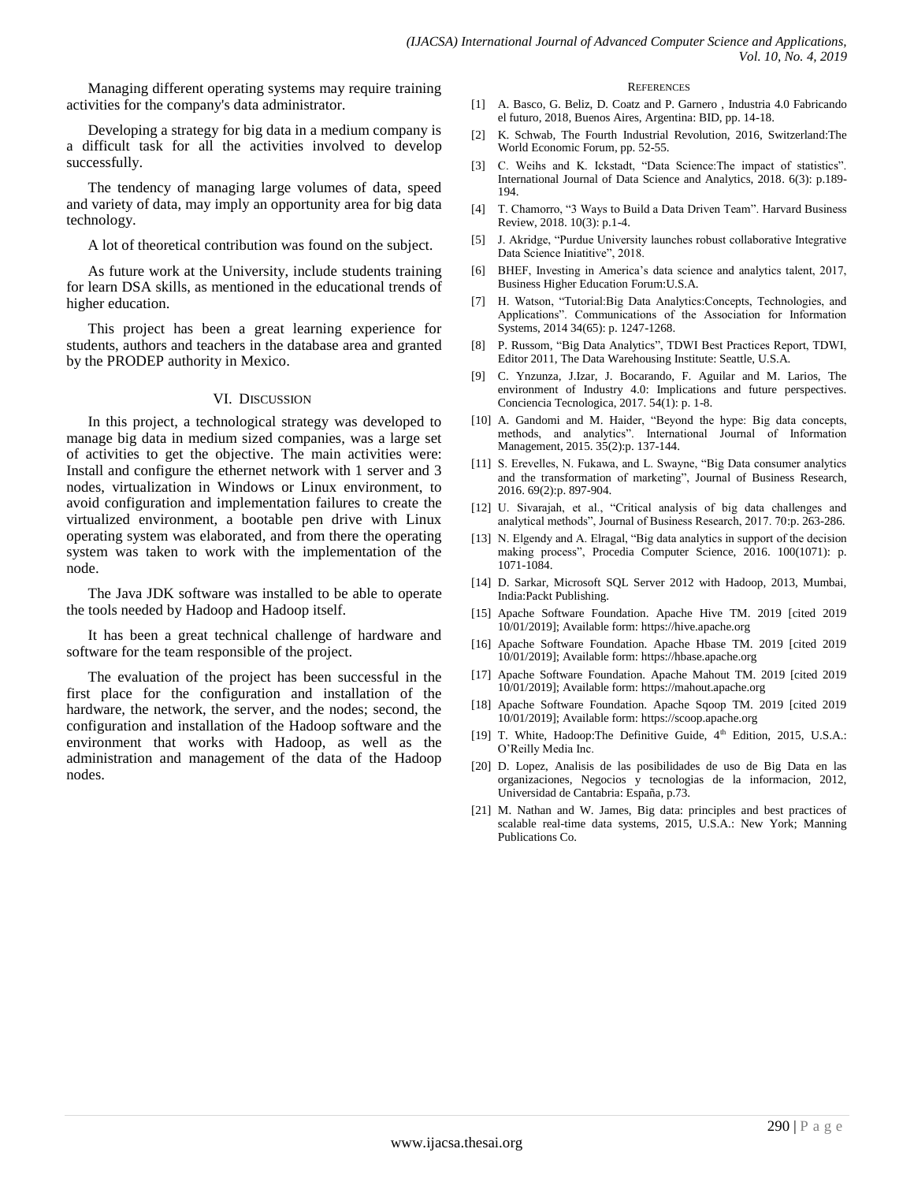Managing different operating systems may require training activities for the company's data administrator.

Developing a strategy for big data in a medium company is a difficult task for all the activities involved to develop successfully.

The tendency of managing large volumes of data, speed and variety of data, may imply an opportunity area for big data technology.

A lot of theoretical contribution was found on the subject.

As future work at the University, include students training for learn DSA skills, as mentioned in the educational trends of higher education.

This project has been a great learning experience for students, authors and teachers in the database area and granted by the PRODEP authority in Mexico.

## VI. Discussion

In this project, a technological strategy was developed to manage big data in medium sized companies, was a large set of activities to get the objective. The main activities were: Install and configure the ethernet network with 1 server and 3 nodes, virtualization in Windows or Linux environment, to avoid configuration and implementation failures to create the virtualized environment, a bootable pen drive with Linux operating system was elaborated, and from there the operating system was taken to work with the implementation of the node.

The Java JDK software was installed to be able to operate the tools needed by Hadoop and Hadoop itself.

It has been a great technical challenge of hardware and software for the team responsible of the project.

The evaluation of the project has been successful in the first place for the configuration and installation of the hardware, the network, the server, and the nodes; second, the configuration and installation of the Hadoop software and the environment that works with Hadoop, as well as the administration and management of the data of the Hadoop nodes.

## References

[1] A. Basco, G. Beliz, D. Coatz and P. Garnero , Industria 4.0 Fabricando el futuro, 2018, Buenos Aires, Argentina: BID, pp. 14-18.

[2] K. Schwab, The Fourth Industrial Revolution, 2016, Switzerland:The World Economic Forum, pp. 52-55.

[3] C. Weihs and K. Ickstadt, "Data Science:The impact of statistics". International Journal of Data Science and Analytics, 2018. 6(3): p.189-194.

[4] T. Chamorro, "3 Ways to Build a Data Driven Team". Harvard Business Review, 2018. 10(3): p.1-4.

[5] J. Akridge, "Purdue University launches robust collaborative Integrative Data Science Iniatitive", 2018.

[6] BHEF, Investing in America's data science and analytics talent, 2017, Business Higher Education Forum:U.S.A.

[7] H. Watson, "Tutorial:Big Data Analytics:Concepts, Technologies, and Applications". Communications of the Association for Information Systems, 2014 34(65): p. 1247-1268.

[8] P. Russom, "Big Data Analytics", TDWI Best Practices Report, TDWI, Editor 2011, The Data Warehousing Institute: Seattle, U.S.A.

[9] C. Ynzunza, J.Izar, J. Bocarando, F. Aguilar and M. Larios, The environment of Industry 4.0: Implications and future perspectives. Conciencia Tecnologica, 2017. 54(1): p. 1-8.

[10] A. Gandomi and M. Haider, "Beyond the hype: Big data concepts, methods, and analytics". International Journal of Information Management, 2015. 35(2):p. 137-144.

[11] S. Erevelles, N. Fukawa, and L. Swayne, "Big Data consumer analytics and the transformation of marketing", Journal of Business Research, 2016. 69(2):p. 897-904.

[12] U. Sivarajah, et al., "Critical analysis of big data challenges and analytical methods", Journal of Business Research, 2017. 70:p. 263-286.

[13] N. Elgendy and A. Elragal, "Big data analytics in support of the decision making process", Procedia Computer Science, 2016. 100(1071): p. 1071-1084.

[14] D. Sarkar, Microsoft SQL Server 2012 with Hadoop, 2013, Mumbai, India:Packt Publishing.

[15] Apache Software Foundation. Apache Hive TM. 2019 [cited 2019 10/01/2019]; Available form: https://hive.apache.org

[16] Apache Software Foundation. Apache Hbase TM. 2019 [cited 2019 10/01/2019]; Available form: https://hbase.apache.org

[17] Apache Software Foundation. Apache Mahout TM. 2019 [cited 2019 10/01/2019]; Available form: https://mahout.apache.org

[18] Apache Software Foundation. Apache Sqoop TM. 2019 [cited 2019 10/01/2019]; Available form: https://scoop.apache.org

[19] T. White, Hadoop:The Definitive Guide, 4th Edition, 2015, U.S.A.: O'Reilly Media Inc.

[20] D. Lopez, Analisis de las posibilidades de uso de Big Data en las organizaciones, Negocios y tecnologias de la informacion, 2012, Universidad de Cantabria: España, p.73.

[21] M. Nathan and W. James, Big data: principles and best practices of scalable real-time data systems, 2015, U.S.A.: New York; Manning Publications Co.